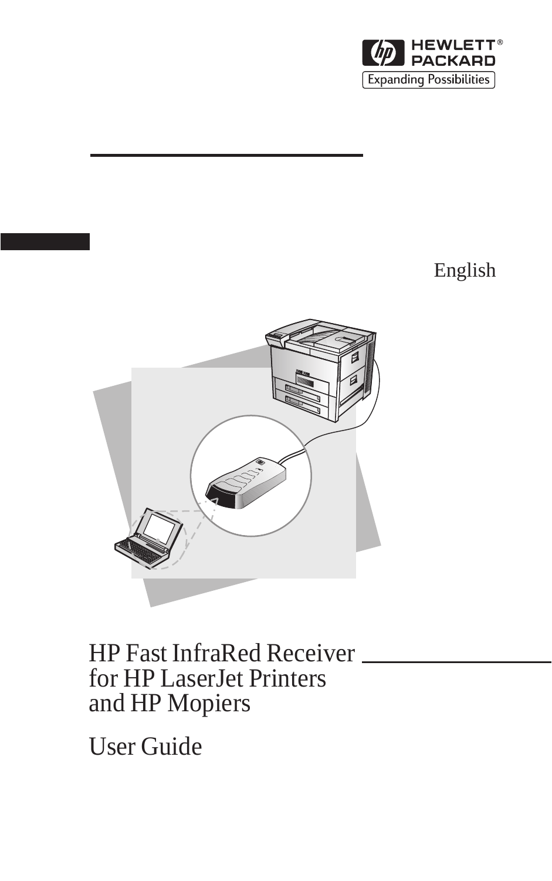HEWLETT® PACKARD

Expanding Possibilities

English

# HP Fast InfraRed Receiver for HP LaserJet Printers and HP Mopiers

## User Guide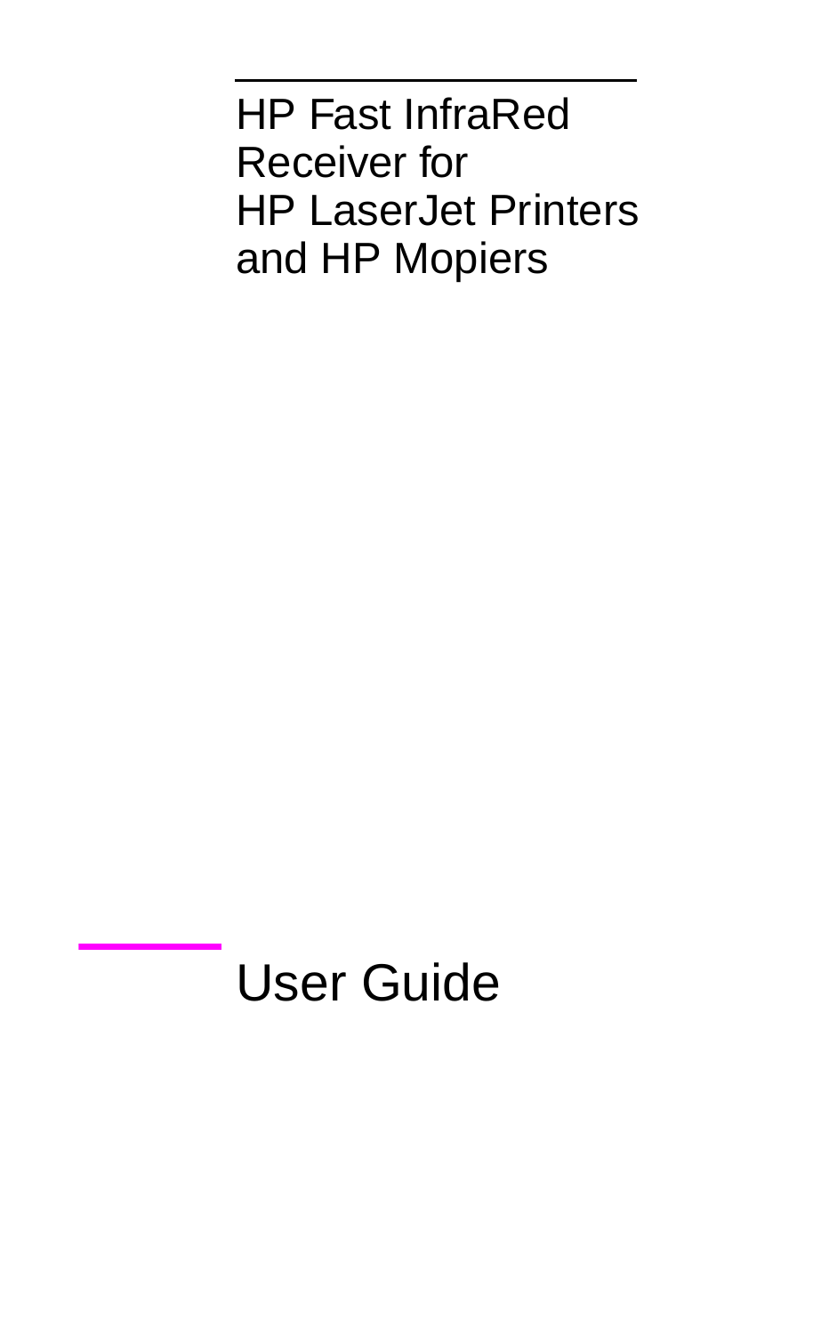# HP Fast InfraRed Receiver for HP LaserJet Printers and HP Mopiers

## User Guide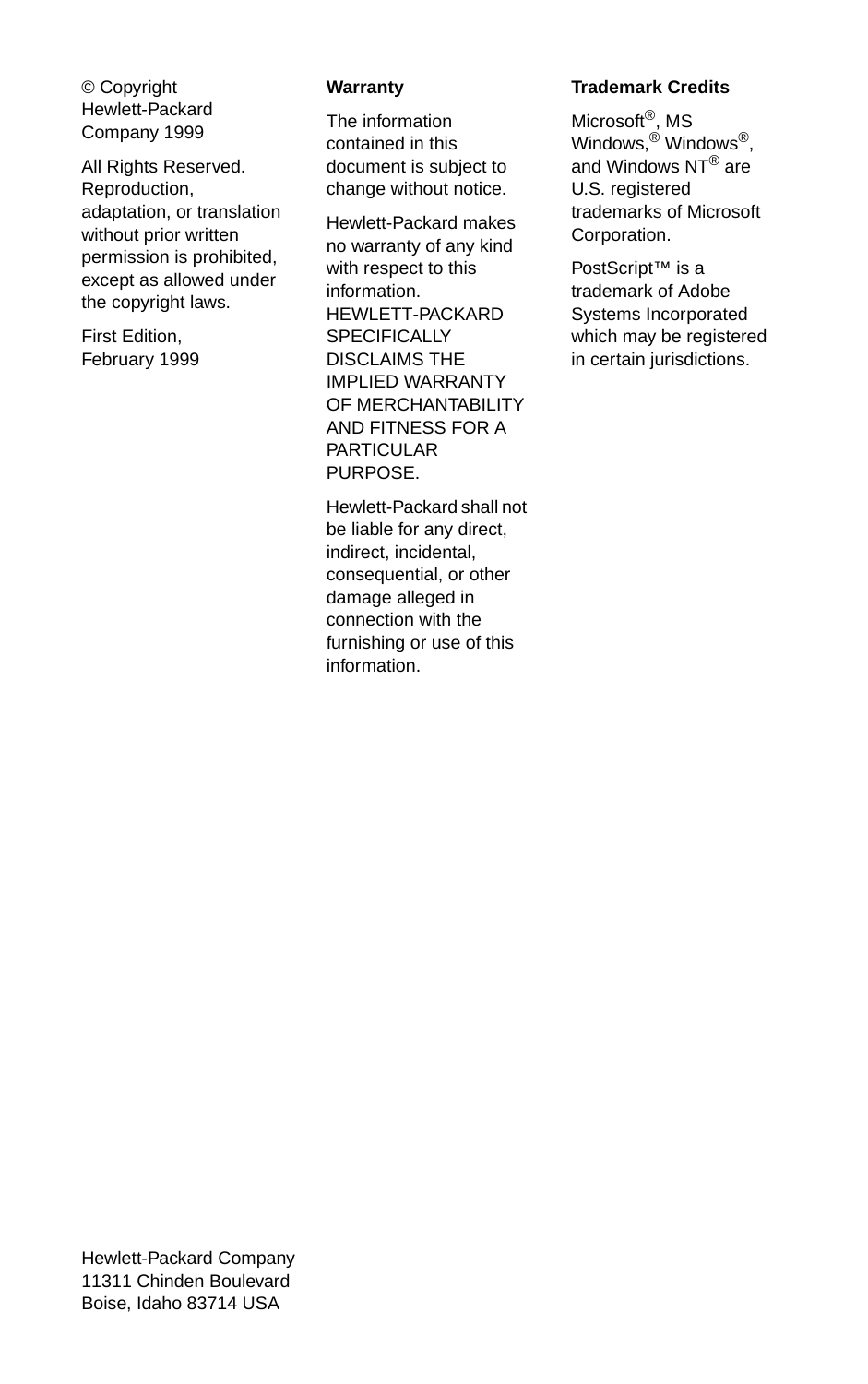© Copyright Hewlett-Packard Company 1999

All Rights Reserved. Reproduction, adaptation, or translation without prior written permission is prohibited, except as allowed under the copyright laws.

First Edition, February 1999

**Warranty**

The information contained in this document is subject to change without notice.

Hewlett-Packard makes no warranty of any kind with respect to this information. HEWLETT-PACKARD SPECIFICALLY DISCLAIMS THE IMPLIED WARRANTY OF MERCHANTABILITY AND FITNESS FOR A PARTICULAR PURPOSE.

Hewlett-Packard shall not be liable for any direct, indirect, incidental, consequential, or other damage alleged in connection with the furnishing or use of this information.

**Trademark Credits**

Microsoft®, MS Windows,® Windows®, and Windows NT® are U.S. registered trademarks of Microsoft Corporation.

PostScript™ is a trademark of Adobe Systems Incorporated which may be registered in certain jurisdictions.

Hewlett-Packard Company
11311 Chinden Boulevard
Boise, Idaho 83714 USA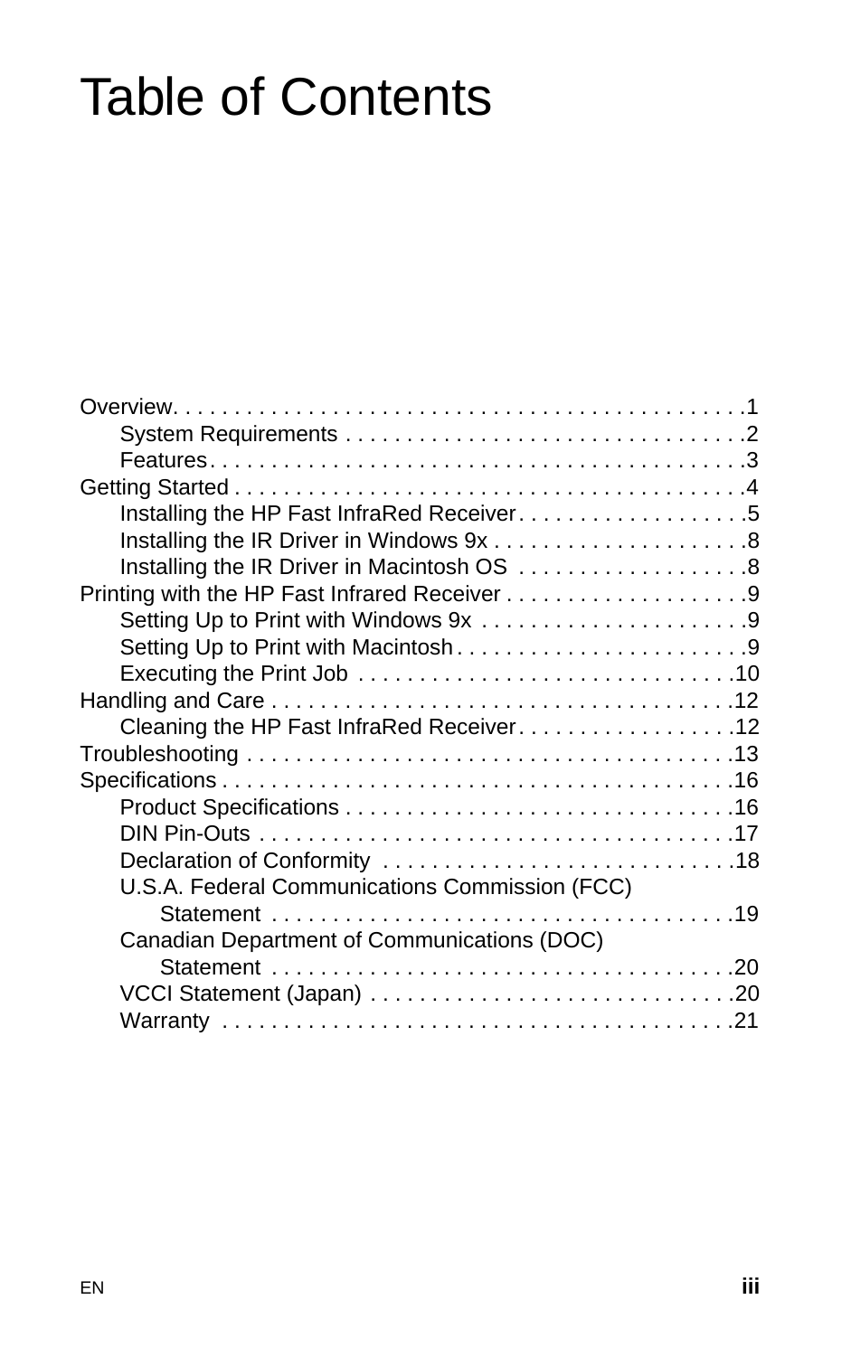# Table of Contents

Overview. . . . . . . . . . . . . . . . . . . . . . . . . . . . . . . . . . . . . . . . . . . . . . .1
- System Requirements . . . . . . . . . . . . . . . . . . . . . . . . . . . . . . . . .2
- Features. . . . . . . . . . . . . . . . . . . . . . . . . . . . . . . . . . . . . . . . . . .3

Getting Started . . . . . . . . . . . . . . . . . . . . . . . . . . . . . . . . . . . . . . . . .4
- Installing the HP Fast InfraRed Receiver. . . . . . . . . . . . . . . . . . .5
- Installing the IR Driver in Windows 9x . . . . . . . . . . . . . . . . . . . . .8
- Installing the IR Driver in Macintosh OS . . . . . . . . . . . . . . . . . . .8

Printing with the HP Fast Infrared Receiver . . . . . . . . . . . . . . . . . . . .9
- Setting Up to Print with Windows 9x . . . . . . . . . . . . . . . . . . . . . .9
- Setting Up to Print with Macintosh . . . . . . . . . . . . . . . . . . . . . . . .9
- Executing the Print Job . . . . . . . . . . . . . . . . . . . . . . . . . . . . . . .10

Handling and Care . . . . . . . . . . . . . . . . . . . . . . . . . . . . . . . . . . . . . .12
- Cleaning the HP Fast InfraRed Receiver. . . . . . . . . . . . . . . . . . .12

Troubleshooting . . . . . . . . . . . . . . . . . . . . . . . . . . . . . . . . . . . . . . . .13

Specifications . . . . . . . . . . . . . . . . . . . . . . . . . . . . . . . . . . . . . . . . . .16
- Product Specifications . . . . . . . . . . . . . . . . . . . . . . . . . . . . . . . .16
- DIN Pin-Outs . . . . . . . . . . . . . . . . . . . . . . . . . . . . . . . . . . . . . . . .17
- Declaration of Conformity . . . . . . . . . . . . . . . . . . . . . . . . . . . . .18
- U.S.A. Federal Communications Commission (FCC) Statement . . . . . . . . . . . . . . . . . . . . . . . . . . . . . . . . . . . . . .19
- Canadian Department of Communications (DOC) Statement . . . . . . . . . . . . . . . . . . . . . . . . . . . . . . . . . . . . . .20
- VCCI Statement (Japan) . . . . . . . . . . . . . . . . . . . . . . . . . . . . . . .20
- Warranty . . . . . . . . . . . . . . . . . . . . . . . . . . . . . . . . . . . . . . . . . . .21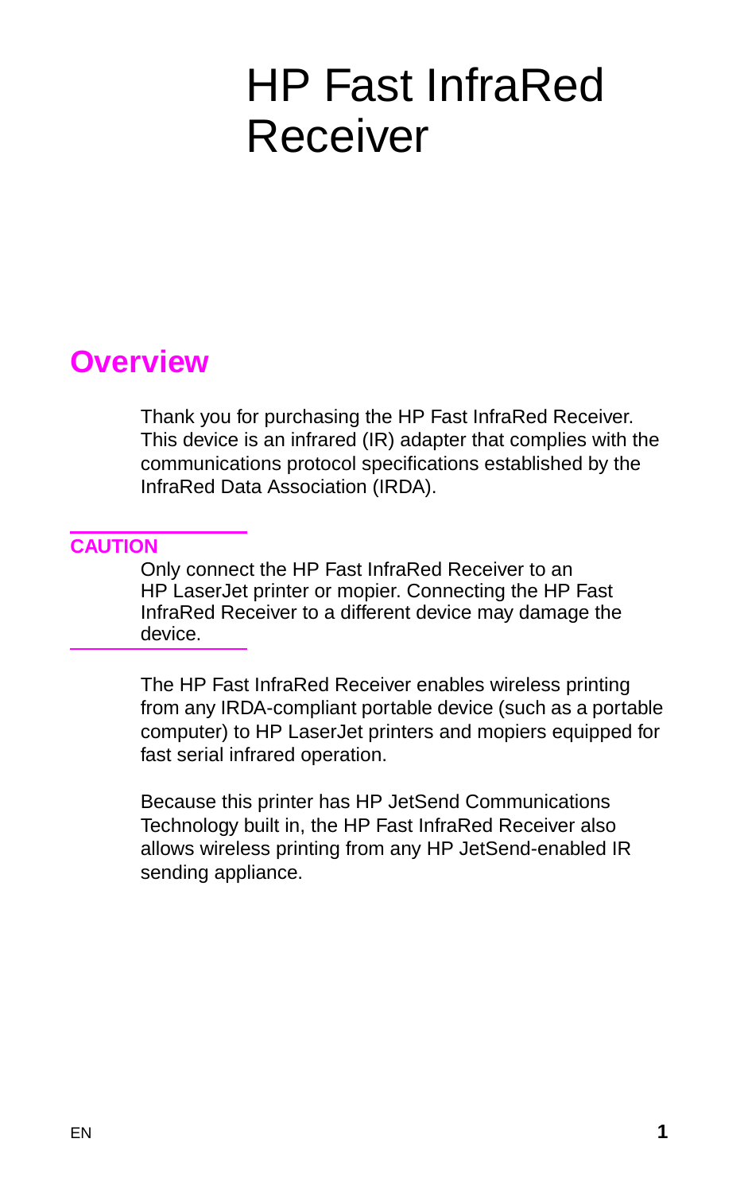# HP Fast InfraRed Receiver

## Overview

Thank you for purchasing the HP Fast InfraRed Receiver. This device is an infrared (IR) adapter that complies with the communications protocol specifications established by the InfraRed Data Association (IRDA).

**CAUTION**

Only connect the HP Fast InfraRed Receiver to an HP LaserJet printer or mopier. Connecting the HP Fast InfraRed Receiver to a different device may damage the device.

The HP Fast InfraRed Receiver enables wireless printing from any IRDA-compliant portable device (such as a portable computer) to HP LaserJet printers and mopiers equipped for fast serial infrared operation.

Because this printer has HP JetSend Communications Technology built in, the HP Fast InfraRed Receiver also allows wireless printing from any HP JetSend-enabled IR sending appliance.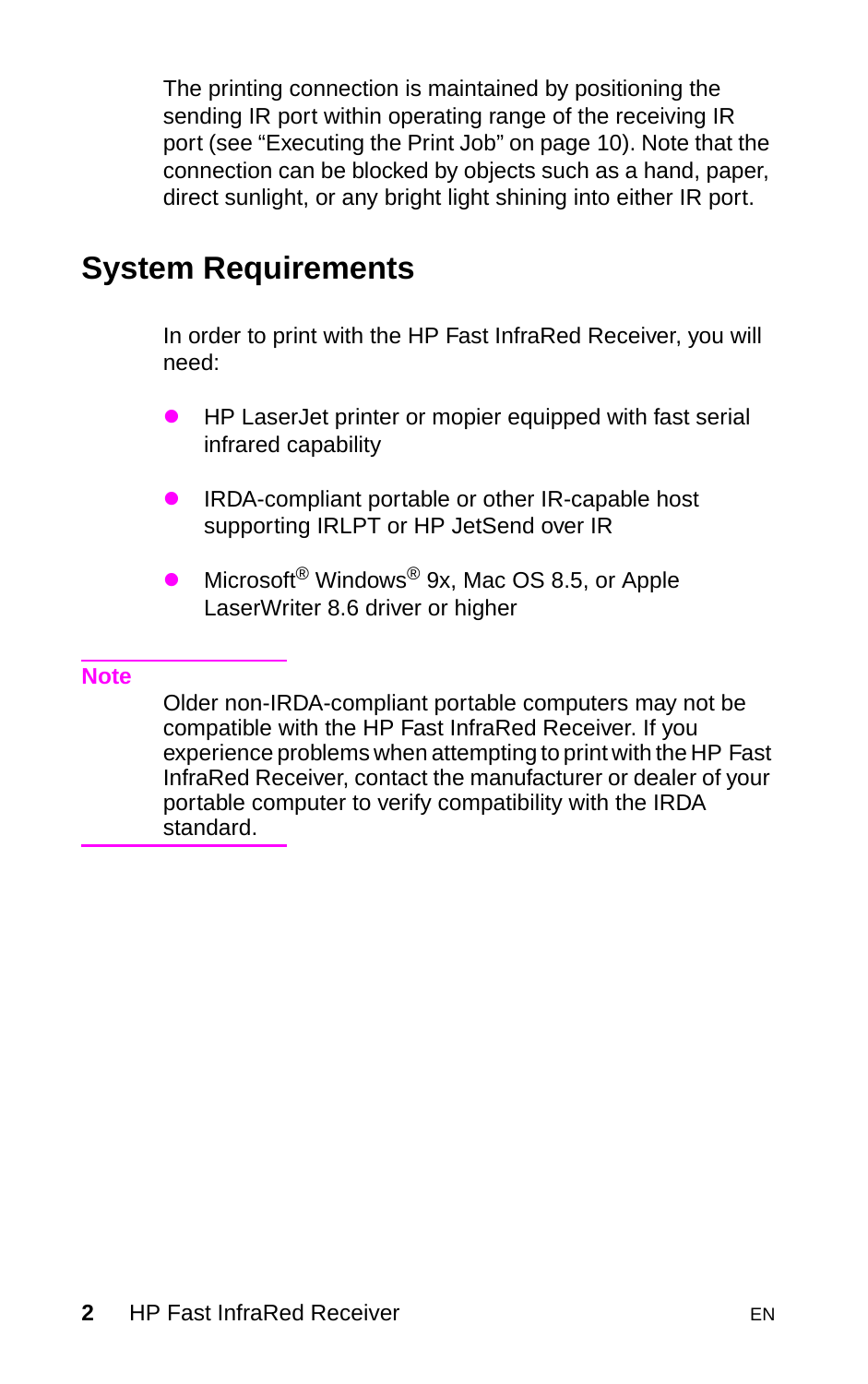The printing connection is maintained by positioning the sending IR port within operating range of the receiving IR port (see “Executing the Print Job” on page 10). Note that the connection can be blocked by objects such as a hand, paper, direct sunlight, or any bright light shining into either IR port.

## System Requirements

In order to print with the HP Fast InfraRed Receiver, you will need:

- HP LaserJet printer or mopier equipped with fast serial infrared capability
- IRDA-compliant portable or other IR-capable host supporting IRLPT or HP JetSend over IR
- Microsoft® Windows® 9x, Mac OS 8.5, or Apple LaserWriter 8.6 driver or higher

**Note**

Older non-IRDA-compliant portable computers may not be compatible with the HP Fast InfraRed Receiver. If you experience problems when attempting to print with the HP Fast InfraRed Receiver, contact the manufacturer or dealer of your portable computer to verify compatibility with the IRDA standard.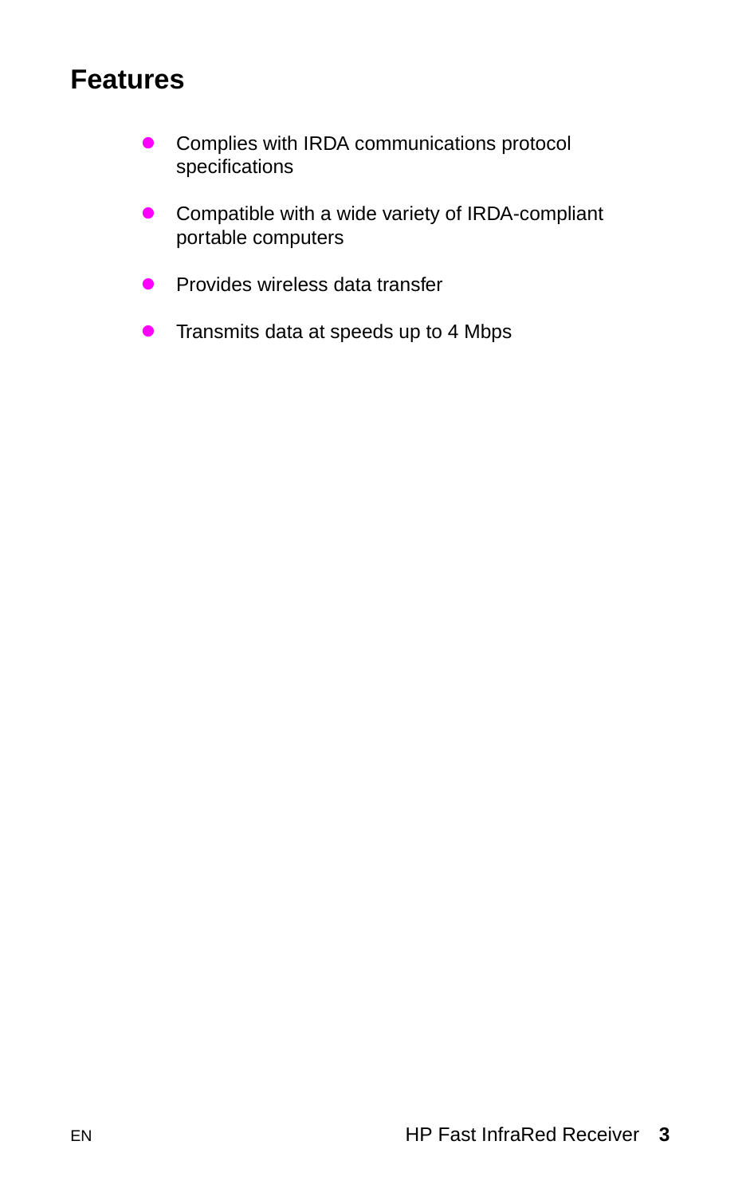# Features

- Complies with IRDA communications protocol specifications
- Compatible with a wide variety of IRDA-compliant portable computers
- Provides wireless data transfer
- Transmits data at speeds up to 4 Mbps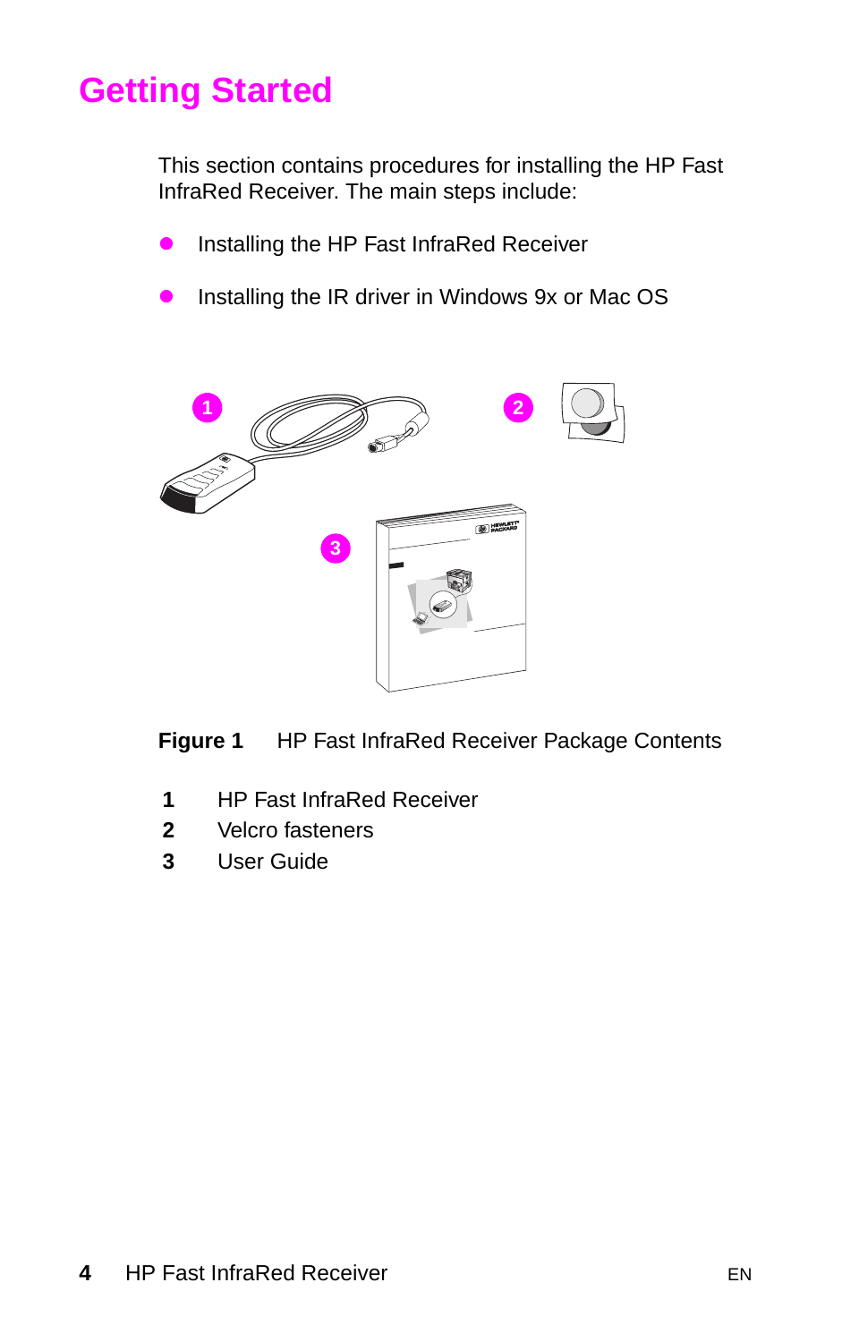# Getting Started

This section contains procedures for installing the HP Fast InfraRed Receiver. The main steps include:

- Installing the HP Fast InfraRed Receiver
- Installing the IR driver in Windows 9x or Mac OS

**Figure 1** HP Fast InfraRed Receiver Package Contents

| | |
|---|---|
| **1** | HP Fast InfraRed Receiver |
| **2** | Velcro fasteners |
| **3** | User Guide |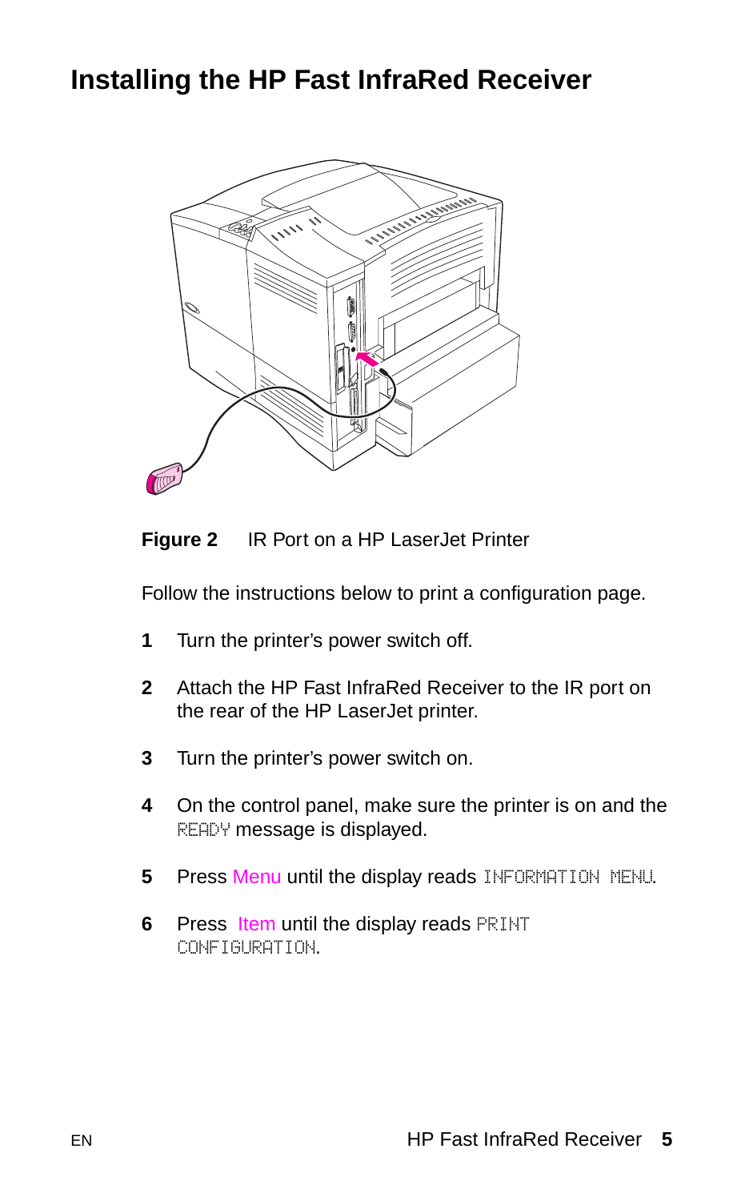# Installing the HP Fast InfraRed Receiver

**Figure 2** IR Port on a HP LaserJet Printer

Follow the instructions below to print a configuration page.

1. Turn the printer's power switch off.
2. Attach the HP Fast InfraRed Receiver to the IR port on the rear of the HP LaserJet printer.
3. Turn the printer's power switch on.
4. On the control panel, make sure the printer is on and the READY message is displayed.
5. Press Menu until the display reads INFORMATION MENU.
6. Press Item until the display reads PRINT CONFIGURATION.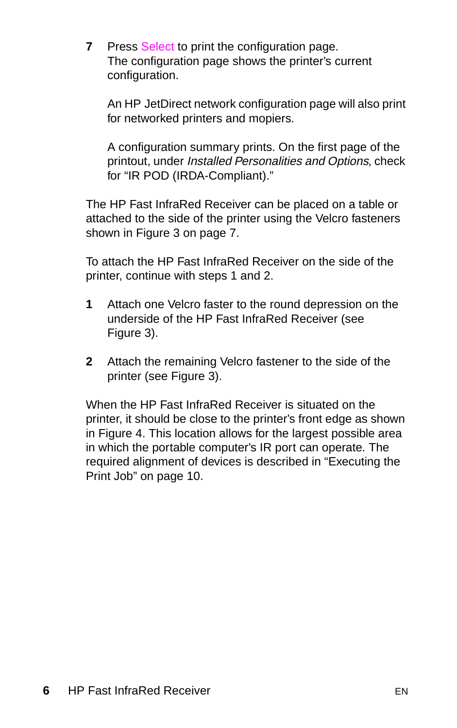**7** Press Select to print the configuration page.
The configuration page shows the printer's current configuration.

An HP JetDirect network configuration page will also print for networked printers and mopiers.

A configuration summary prints. On the first page of the printout, under *Installed Personalities and Options*, check for "IR POD (IRDA-Compliant)."

The HP Fast InfraRed Receiver can be placed on a table or attached to the side of the printer using the Velcro fasteners shown in Figure 3 on page 7.

To attach the HP Fast InfraRed Receiver on the side of the printer, continue with steps 1 and 2.

**1** Attach one Velcro faster to the round depression on the underside of the HP Fast InfraRed Receiver (see Figure 3).

**2** Attach the remaining Velcro fastener to the side of the printer (see Figure 3).

When the HP Fast InfraRed Receiver is situated on the printer, it should be close to the printer's front edge as shown in Figure 4. This location allows for the largest possible area in which the portable computer's IR port can operate. The required alignment of devices is described in "Executing the Print Job" on page 10.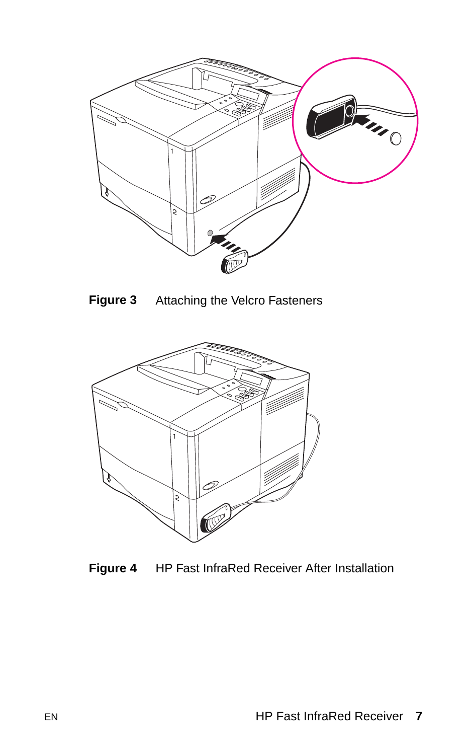**Figure 3** Attaching the Velcro Fasteners

**Figure 4** HP Fast InfraRed Receiver After Installation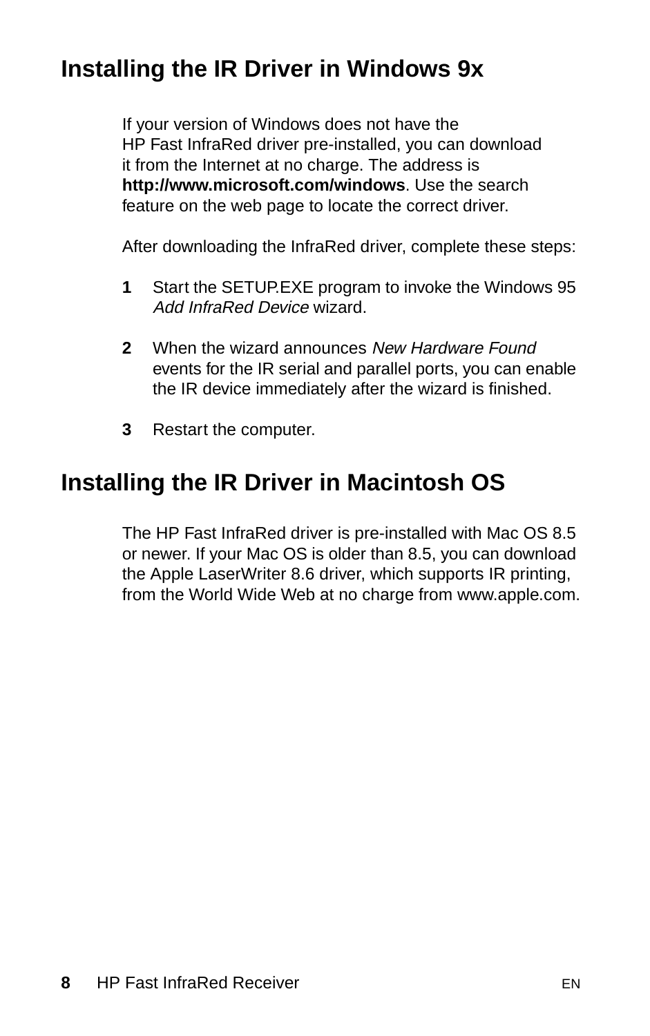## Installing the IR Driver in Windows 9x

If your version of Windows does not have the HP Fast InfraRed driver pre-installed, you can download it from the Internet at no charge. The address is **http://www.microsoft.com/windows**. Use the search feature on the web page to locate the correct driver.

After downloading the InfraRed driver, complete these steps:

1. Start the SETUP.EXE program to invoke the Windows 95 *Add InfraRed Device* wizard.

2. When the wizard announces *New Hardware Found* events for the IR serial and parallel ports, you can enable the IR device immediately after the wizard is finished.

3. Restart the computer.

## Installing the IR Driver in Macintosh OS

The HP Fast InfraRed driver is pre-installed with Mac OS 8.5 or newer. If your Mac OS is older than 8.5, you can download the Apple LaserWriter 8.6 driver, which supports IR printing, from the World Wide Web at no charge from www.apple.com.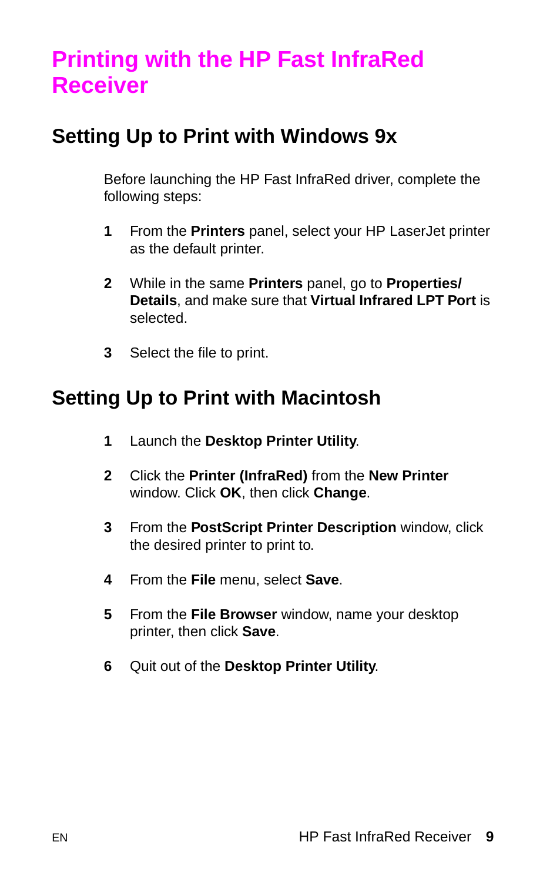# Printing with the HP Fast InfraRed Receiver

## Setting Up to Print with Windows 9x

Before launching the HP Fast InfraRed driver, complete the following steps:

1. From the **Printers** panel, select your HP LaserJet printer as the default printer.
2. While in the same **Printers** panel, go to **Properties/ Details**, and make sure that **Virtual Infrared LPT Port** is selected.
3. Select the file to print.

## Setting Up to Print with Macintosh

1. Launch the **Desktop Printer Utility**.
2. Click the **Printer (InfraRed)** from the **New Printer** window. Click **OK**, then click **Change**.
3. From the **PostScript Printer Description** window, click the desired printer to print to.
4. From the **File** menu, select **Save**.
5. From the **File Browser** window, name your desktop printer, then click **Save**.
6. Quit out of the **Desktop Printer Utility**.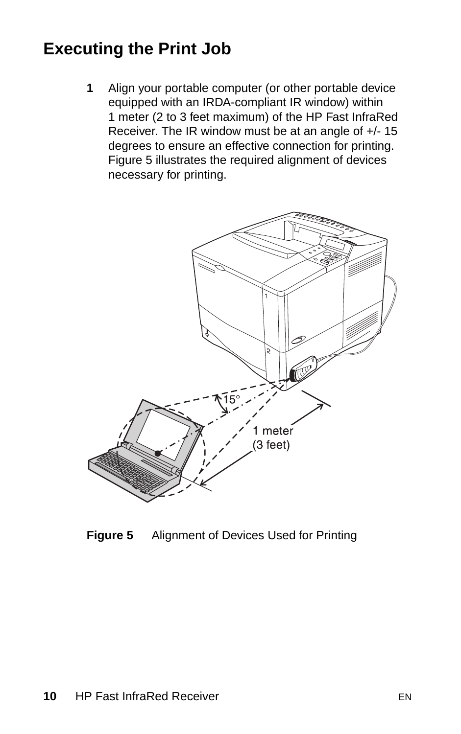# Executing the Print Job

1 Align your portable computer (or other portable device equipped with an IRDA-compliant IR window) within 1 meter (2 to 3 feet maximum) of the HP Fast InfraRed Receiver. The IR window must be at an angle of +/- 15 degrees to ensure an effective connection for printing. Figure 5 illustrates the required alignment of devices necessary for printing.

**Figure 5** Alignment of Devices Used for Printing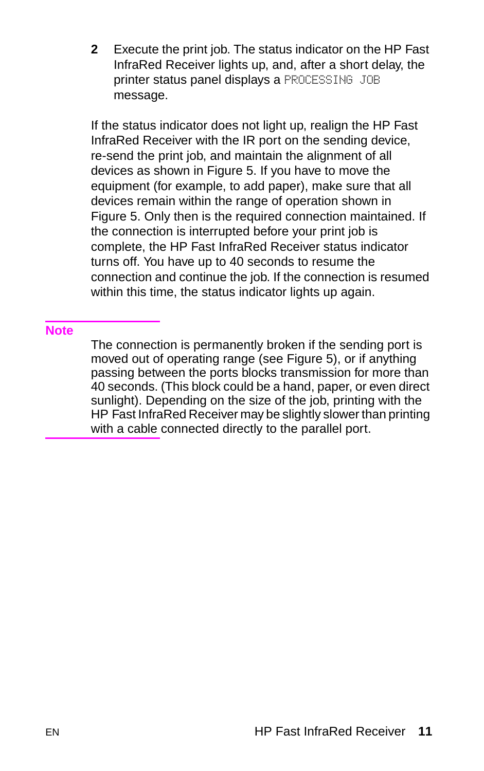2. Execute the print job. The status indicator on the HP Fast InfraRed Receiver lights up, and, after a short delay, the printer status panel displays a `PROCESSING JOB` message.

If the status indicator does not light up, realign the HP Fast InfraRed Receiver with the IR port on the sending device, re-send the print job, and maintain the alignment of all devices as shown in Figure 5. If you have to move the equipment (for example, to add paper), make sure that all devices remain within the range of operation shown in Figure 5. Only then is the required connection maintained. If the connection is interrupted before your print job is complete, the HP Fast InfraRed Receiver status indicator turns off. You have up to 40 seconds to resume the connection and continue the job. If the connection is resumed within this time, the status indicator lights up again.

**Note**

The connection is permanently broken if the sending port is moved out of operating range (see Figure 5), or if anything passing between the ports blocks transmission for more than 40 seconds. (This block could be a hand, paper, or even direct sunlight). Depending on the size of the job, printing with the HP Fast InfraRed Receiver may be slightly slower than printing with a cable connected directly to the parallel port.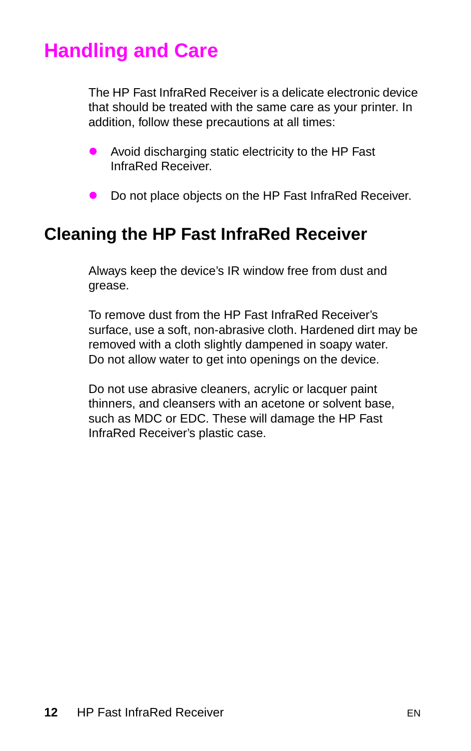# Handling and Care

The HP Fast InfraRed Receiver is a delicate electronic device that should be treated with the same care as your printer. In addition, follow these precautions at all times:

- Avoid discharging static electricity to the HP Fast InfraRed Receiver.
- Do not place objects on the HP Fast InfraRed Receiver.

## Cleaning the HP Fast InfraRed Receiver

Always keep the device's IR window free from dust and grease.

To remove dust from the HP Fast InfraRed Receiver's surface, use a soft, non-abrasive cloth. Hardened dirt may be removed with a cloth slightly dampened in soapy water. Do not allow water to get into openings on the device.

Do not use abrasive cleaners, acrylic or lacquer paint thinners, and cleansers with an acetone or solvent base, such as MDC or EDC. These will damage the HP Fast InfraRed Receiver's plastic case.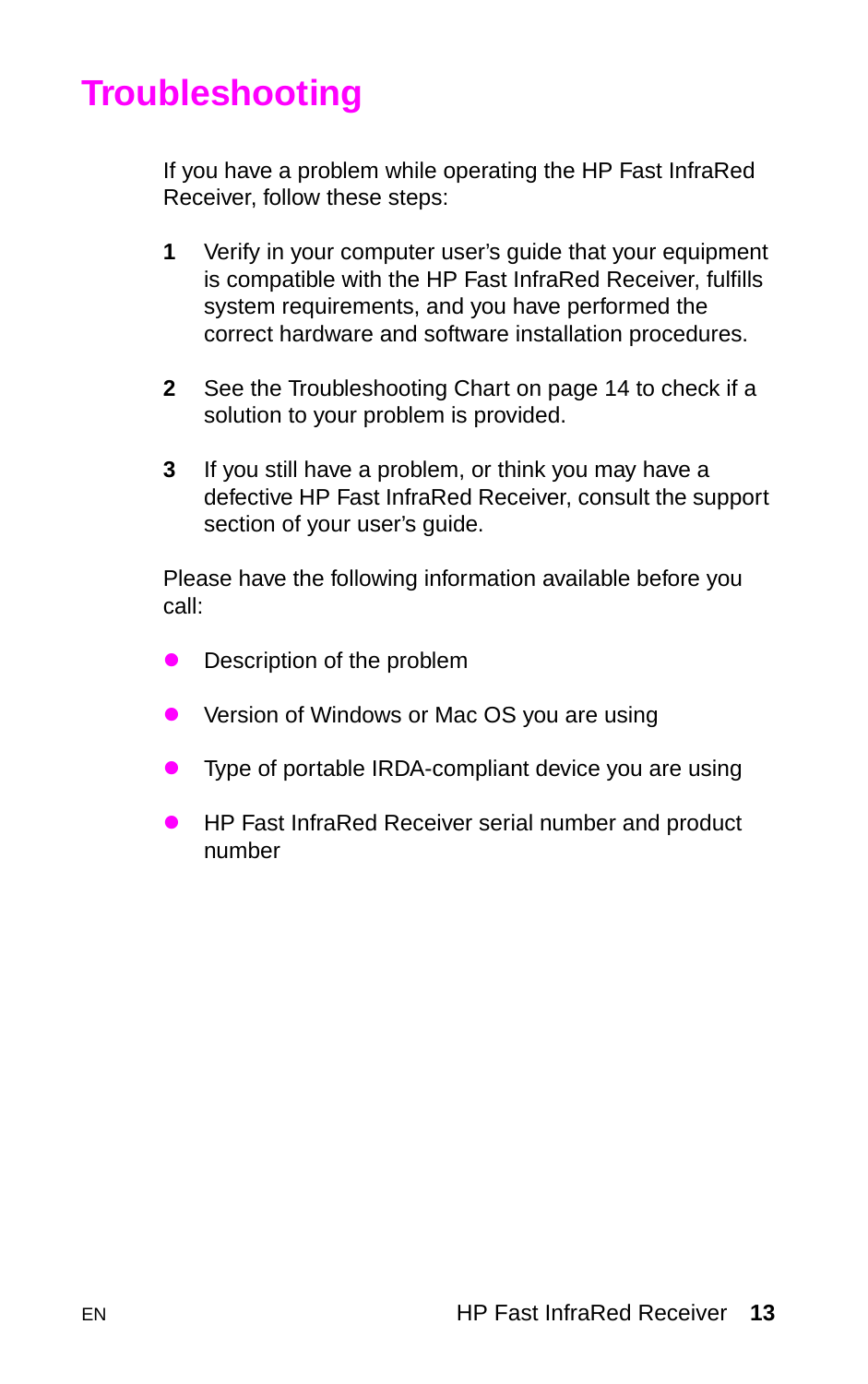# Troubleshooting

If you have a problem while operating the HP Fast InfraRed Receiver, follow these steps:

1. Verify in your computer user's guide that your equipment is compatible with the HP Fast InfraRed Receiver, fulfills system requirements, and you have performed the correct hardware and software installation procedures.

2. See the Troubleshooting Chart on page 14 to check if a solution to your problem is provided.

3. If you still have a problem, or think you may have a defective HP Fast InfraRed Receiver, consult the support section of your user's guide.

Please have the following information available before you call:

- Description of the problem
- Version of Windows or Mac OS you are using
- Type of portable IRDA-compliant device you are using
- HP Fast InfraRed Receiver serial number and product number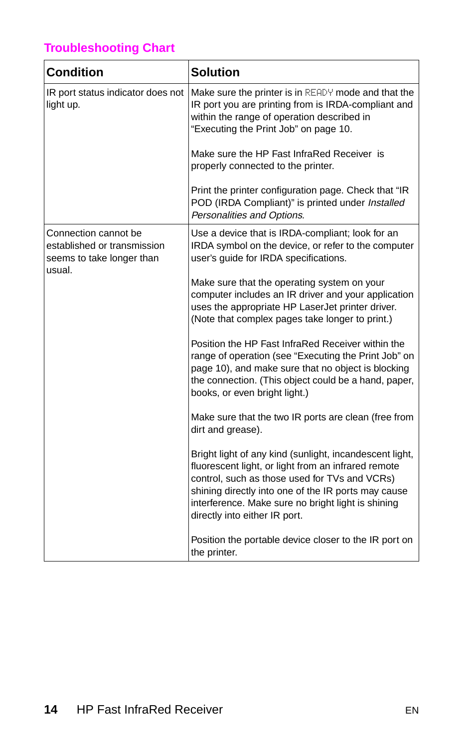## Troubleshooting Chart

| Condition | Solution |
|---|---|
| IR port status indicator does not light up. | Make sure the printer is in READY mode and that the IR port you are printing from is IRDA-compliant and within the range of operation described in "Executing the Print Job" on page 10.<br><br>Make sure the HP Fast InfraRed Receiver is properly connected to the printer.<br><br>Print the printer configuration page. Check that "IR POD (IRDA Compliant)" is printed under *Installed Personalities and Options*. |
| Connection cannot be established or transmission seems to take longer than usual. | Use a device that is IRDA-compliant; look for an IRDA symbol on the device, or refer to the computer user's guide for IRDA specifications.<br><br>Make sure that the operating system on your computer includes an IR driver and your application uses the appropriate HP LaserJet printer driver. (Note that complex pages take longer to print.)<br><br>Position the HP Fast InfraRed Receiver within the range of operation (see "Executing the Print Job" on page 10), and make sure that no object is blocking the connection. (This object could be a hand, paper, books, or even bright light.)<br><br>Make sure that the two IR ports are clean (free from dirt and grease).<br><br>Bright light of any kind (sunlight, incandescent light, fluorescent light, or light from an infrared remote control, such as those used for TVs and VCRs) shining directly into one of the IR ports may cause interference. Make sure no bright light is shining directly into either IR port.<br><br>Position the portable device closer to the IR port on the printer. |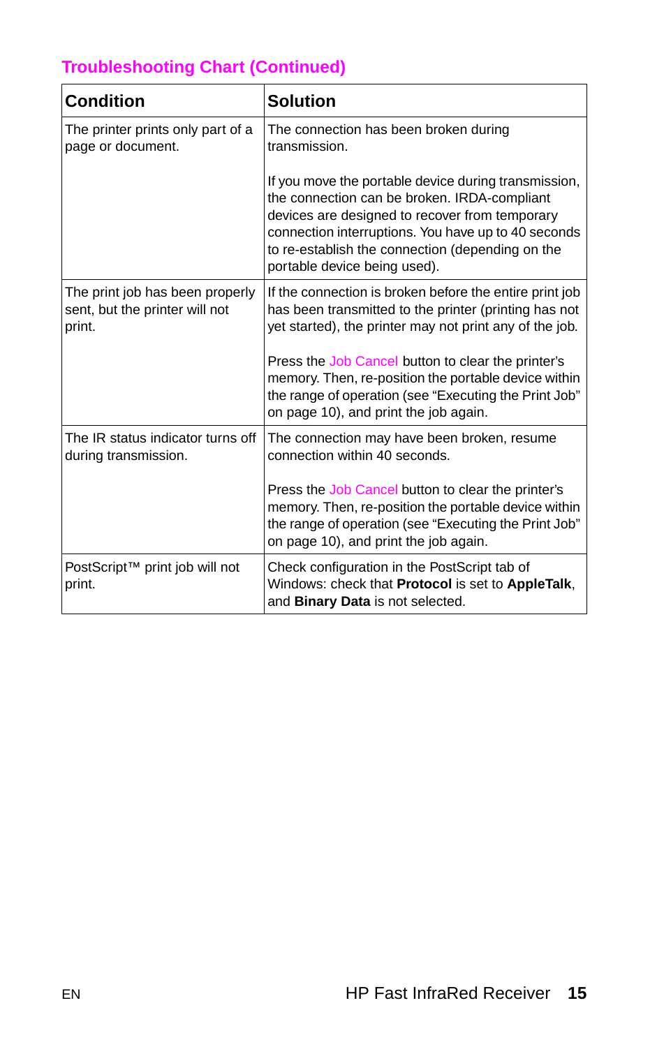## Troubleshooting Chart (Continued)

| Condition | Solution |
|---|---|
| The printer prints only part of a page or document. | The connection has been broken during transmission.<br><br>If you move the portable device during transmission, the connection can be broken. IRDA-compliant devices are designed to recover from temporary connection interruptions. You have up to 40 seconds to re-establish the connection (depending on the portable device being used). |
| The print job has been properly sent, but the printer will not print. | If the connection is broken before the entire print job has been transmitted to the printer (printing has not yet started), the printer may not print any of the job.<br><br>Press the Job Cancel button to clear the printer's memory. Then, re-position the portable device within the range of operation (see "Executing the Print Job" on page 10), and print the job again. |
| The IR status indicator turns off during transmission. | The connection may have been broken, resume connection within 40 seconds.<br><br>Press the Job Cancel button to clear the printer's memory. Then, re-position the portable device within the range of operation (see "Executing the Print Job" on page 10), and print the job again. |
| PostScript™ print job will not print. | Check configuration in the PostScript tab of Windows: check that **Protocol** is set to **AppleTalk**, and **Binary Data** is not selected. |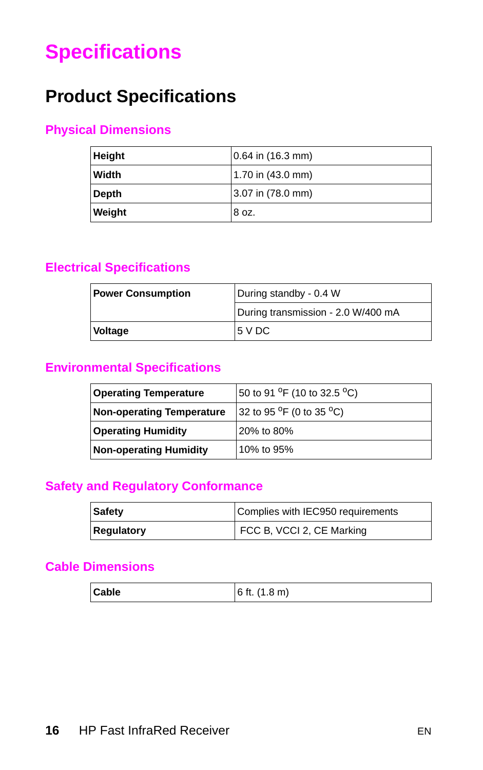# Specifications

## Product Specifications

### Physical Dimensions

| | |
|---|---|
| **Height** | 0.64 in (16.3 mm) |
| **Width** | 1.70 in (43.0 mm) |
| **Depth** | 3.07 in (78.0 mm) |
| **Weight** | 8 oz. |

### Electrical Specifications

| | |
|---|---|
| **Power Consumption** | During standby - 0.4 W |
| | During transmission - 2.0 W/400 mA |
| **Voltage** | 5 V DC |

### Environmental Specifications

| | |
|---|---|
| **Operating Temperature** | 50 to 91 $^{o}$F (10 to 32.5 $^{o}$C) |
| **Non-operating Temperature** | 32 to 95 $^{o}$F (0 to 35 $^{o}$C) |
| **Operating Humidity** | 20% to 80% |
| **Non-operating Humidity** | 10% to 95% |

### Safety and Regulatory Conformance

| | |
|---|---|
| **Safety** | Complies with IEC950 requirements |
| **Regulatory** | FCC B, VCCI 2, CE Marking |

### Cable Dimensions

| | |
|---|---|
| **Cable** | 6 ft. (1.8 m) |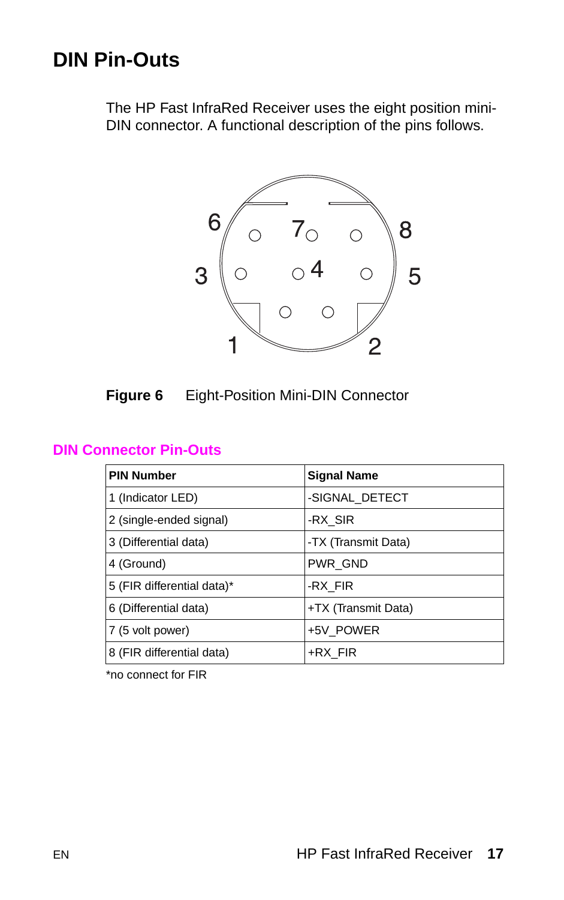# DIN Pin-Outs

The HP Fast InfraRed Receiver uses the eight position mini-DIN connector. A functional description of the pins follows.

**Figure 6** Eight-Position Mini-DIN Connector

## DIN Connector Pin-Outs

| PIN Number | Signal Name |
| --- | --- |
| 1 (Indicator LED) | -SIGNAL_DETECT |
| 2 (single-ended signal) | -RX_SIR |
| 3 (Differential data) | -TX (Transmit Data) |
| 4 (Ground) | PWR_GND |
| 5 (FIR differential data)* | -RX_FIR |
| 6 (Differential data) | +TX (Transmit Data) |
| 7 (5 volt power) | +5V_POWER |
| 8 (FIR differential data) | +RX_FIR |

*no connect for FIR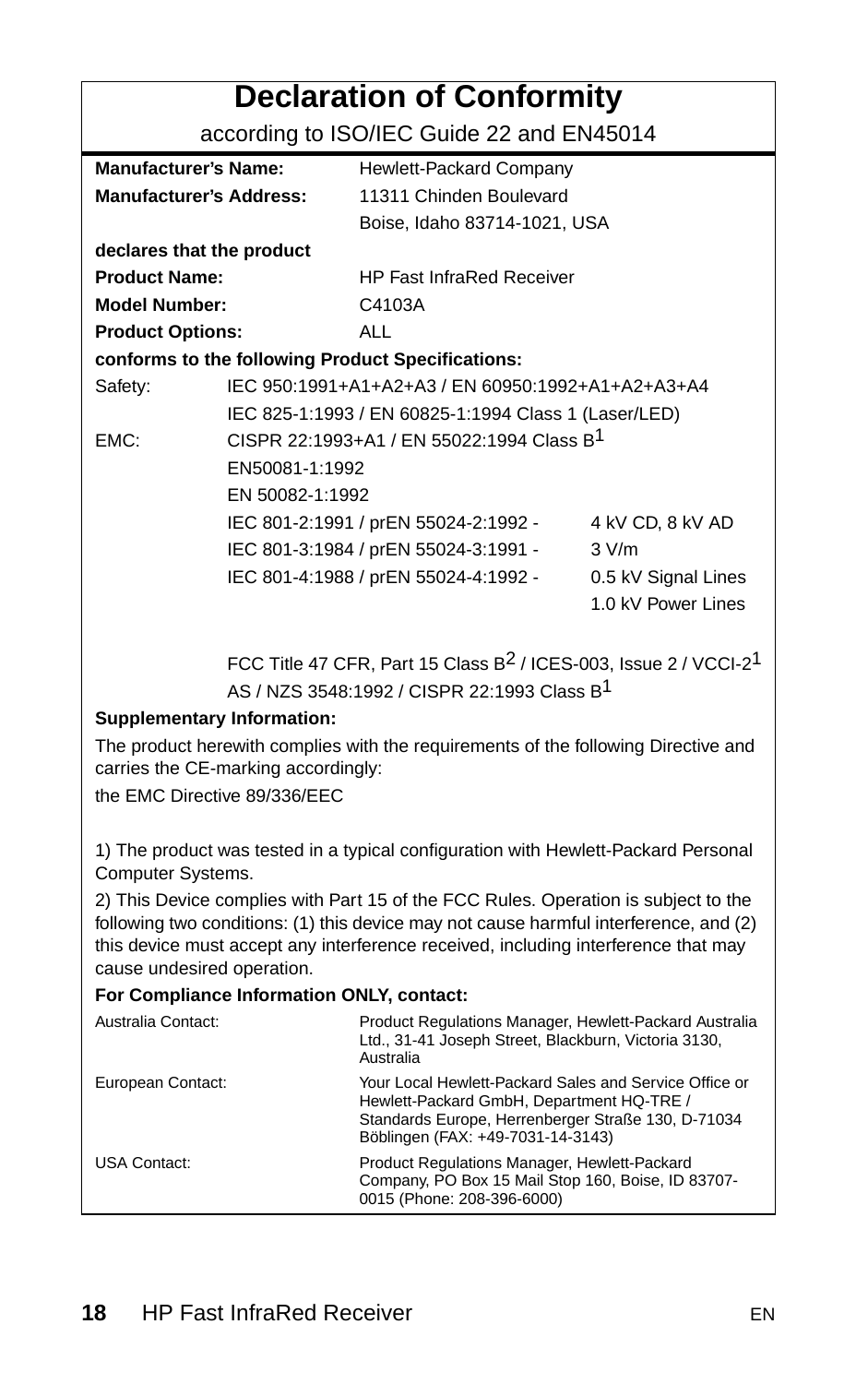# Declaration of Conformity

according to ISO/IEC Guide 22 and EN45014

| | |
|---|---|
| **Manufacturer's Name:** | Hewlett-Packard Company |
| **Manufacturer's Address:** | 11311 Chinden Boulevard<br>Boise, Idaho 83714-1021, USA |

**declares that the product**

| | |
|---|---|
| **Product Name:** | HP Fast InfraRed Receiver |
| **Model Number:** | C4103A |
| **Product Options:** | ALL |

**conforms to the following Product Specifications:**

| | | |
|---|---|---|
| Safety: | IEC 950:1991+A1+A2+A3 / EN 60950:1992+A1+A2+A3+A4 | |
| | IEC 825-1:1993 / EN 60825-1:1994 Class 1 (Laser/LED) | |
| EMC: | CISPR 22:1993+A1 / EN 55022:1994 Class B[1] | |
| | EN50081-1:1992 | |
| | EN 50082-1:1992 | |
| | IEC 801-2:1991 / prEN 55024-2:1992 - | 4 kV CD, 8 kV AD |
| | IEC 801-3:1984 / prEN 55024-3:1991 - | 3 V/m |
| | IEC 801-4:1988 / prEN 55024-4:1992 - | 0.5 kV Signal Lines<br>1.0 kV Power Lines |
| | FCC Title 47 CFR, Part 15 Class B[2] / ICES-003, Issue 2 / VCCI-2[1] | |
| | AS / NZS 3548:1992 / CISPR 22:1993 Class B[1] | |

**Supplementary Information:**

The product herewith complies with the requirements of the following Directive and carries the CE-marking accordingly:

the EMC Directive 89/336/EEC

1) The product was tested in a typical configuration with Hewlett-Packard Personal Computer Systems.

2) This Device complies with Part 15 of the FCC Rules. Operation is subject to the following two conditions: (1) this device may not cause harmful interference, and (2) this device must accept any interference received, including interference that may cause undesired operation.

**For Compliance Information ONLY, contact:**

| | |
|---|---|
| Australia Contact: | Product Regulations Manager, Hewlett-Packard Australia Ltd., 31-41 Joseph Street, Blackburn, Victoria 3130, Australia |
| European Contact: | Your Local Hewlett-Packard Sales and Service Office or Hewlett-Packard GmbH, Department HQ-TRE / Standards Europe, Herrenberger Straße 130, D-71034 Böblingen (FAX: +49-7031-14-3143) |
| USA Contact: | Product Regulations Manager, Hewlett-Packard Company, PO Box 15 Mail Stop 160, Boise, ID 83707-0015 (Phone: 208-396-6000) |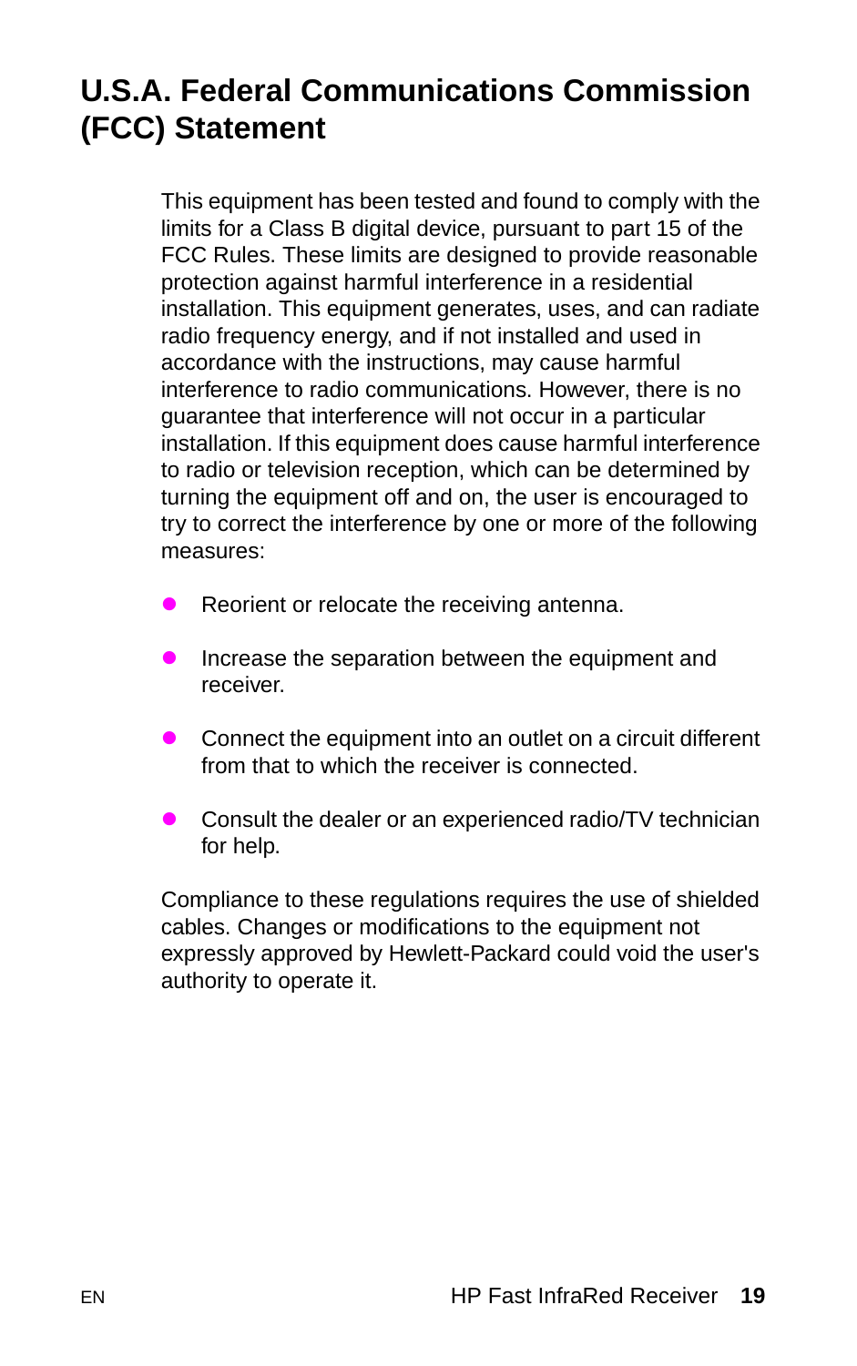# U.S.A. Federal Communications Commission (FCC) Statement

This equipment has been tested and found to comply with the limits for a Class B digital device, pursuant to part 15 of the FCC Rules. These limits are designed to provide reasonable protection against harmful interference in a residential installation. This equipment generates, uses, and can radiate radio frequency energy, and if not installed and used in accordance with the instructions, may cause harmful interference to radio communications. However, there is no guarantee that interference will not occur in a particular installation. If this equipment does cause harmful interference to radio or television reception, which can be determined by turning the equipment off and on, the user is encouraged to try to correct the interference by one or more of the following measures:

- Reorient or relocate the receiving antenna.
- Increase the separation between the equipment and receiver.
- Connect the equipment into an outlet on a circuit different from that to which the receiver is connected.
- Consult the dealer or an experienced radio/TV technician for help.

Compliance to these regulations requires the use of shielded cables. Changes or modifications to the equipment not expressly approved by Hewlett-Packard could void the user's authority to operate it.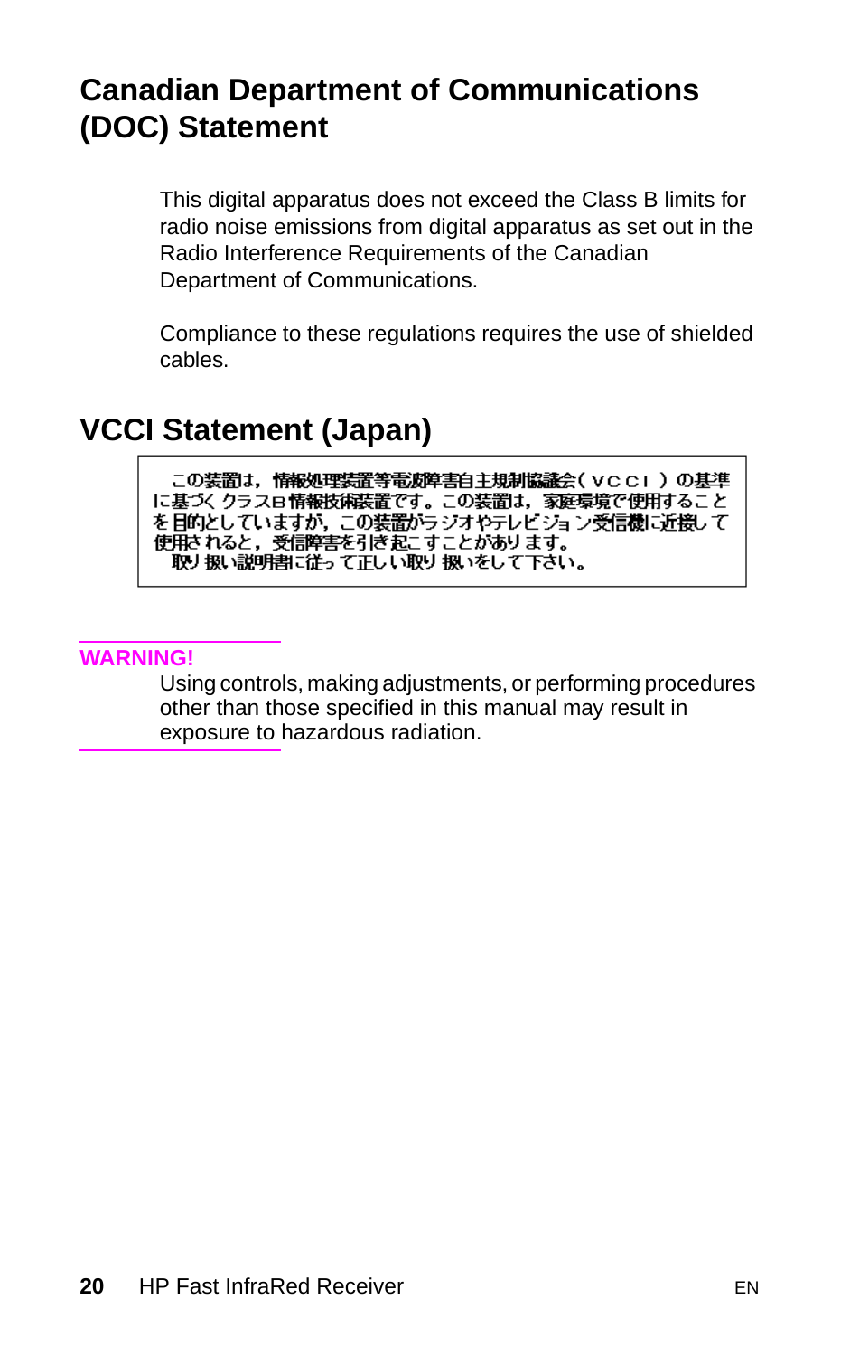## Canadian Department of Communications (DOC) Statement

This digital apparatus does not exceed the Class B limits for radio noise emissions from digital apparatus as set out in the Radio Interference Requirements of the Canadian Department of Communications.

Compliance to these regulations requires the use of shielded cables.

## VCCI Statement (Japan)

この装置は，情報処理装置等電波障害自主規制協議会（ＶＣＣＩ）の基準に基づくクラスＢ情報技術装置です。この装置は，家庭環境で使用することを目的としていますが，この装置がラジオやテレビジョン受信機に近接して使用されると，受信障害を引き起こすことがあります。
取り扱い説明書に従って正しい取り扱いをして下さい。

**WARNING!**

Using controls, making adjustments, or performing procedures other than those specified in this manual may result in exposure to hazardous radiation.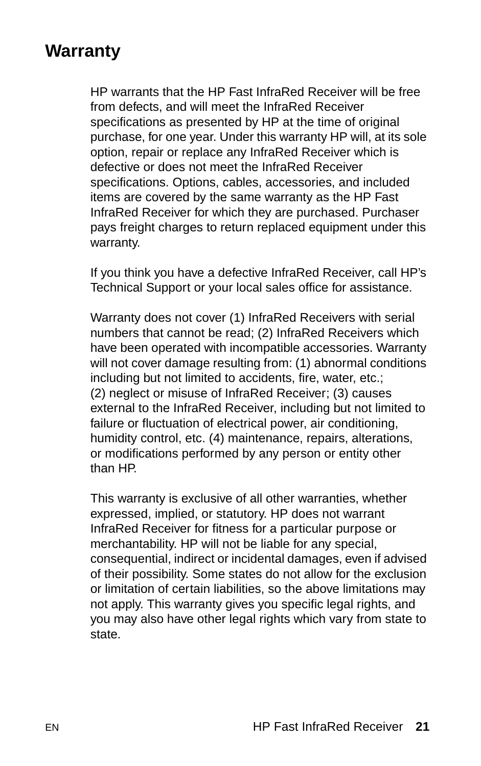# Warranty

HP warrants that the HP Fast InfraRed Receiver will be free from defects, and will meet the InfraRed Receiver specifications as presented by HP at the time of original purchase, for one year. Under this warranty HP will, at its sole option, repair or replace any InfraRed Receiver which is defective or does not meet the InfraRed Receiver specifications. Options, cables, accessories, and included items are covered by the same warranty as the HP Fast InfraRed Receiver for which they are purchased. Purchaser pays freight charges to return replaced equipment under this warranty.

If you think you have a defective InfraRed Receiver, call HP's Technical Support or your local sales office for assistance.

Warranty does not cover (1) InfraRed Receivers with serial numbers that cannot be read; (2) InfraRed Receivers which have been operated with incompatible accessories. Warranty will not cover damage resulting from: (1) abnormal conditions including but not limited to accidents, fire, water, etc.; (2) neglect or misuse of InfraRed Receiver; (3) causes external to the InfraRed Receiver, including but not limited to failure or fluctuation of electrical power, air conditioning, humidity control, etc. (4) maintenance, repairs, alterations, or modifications performed by any person or entity other than HP.

This warranty is exclusive of all other warranties, whether expressed, implied, or statutory. HP does not warrant InfraRed Receiver for fitness for a particular purpose or merchantability. HP will not be liable for any special, consequential, indirect or incidental damages, even if advised of their possibility. Some states do not allow for the exclusion or limitation of certain liabilities, so the above limitations may not apply. This warranty gives you specific legal rights, and you may also have other legal rights which vary from state to state.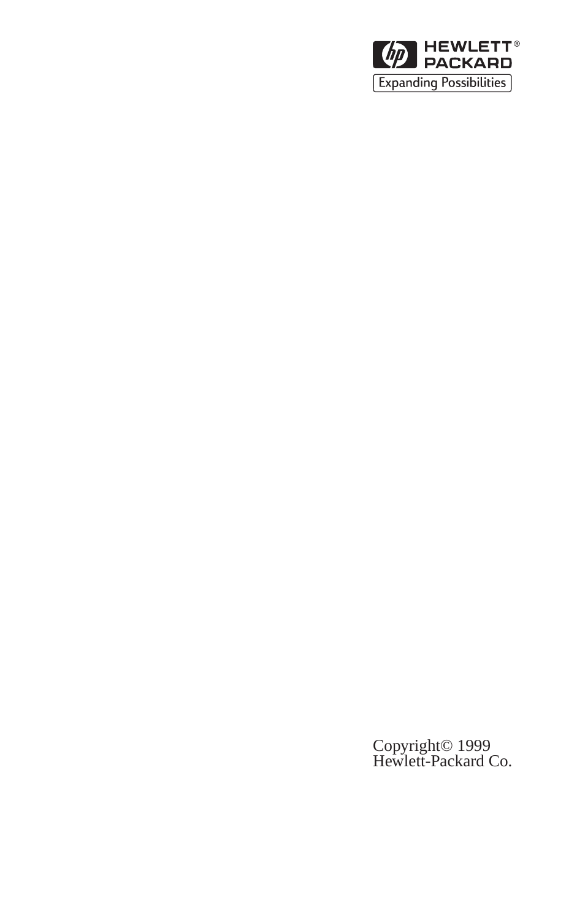HEWLETT® PACKARD

Expanding Possibilities

Copyright© 1999
Hewlett-Packard Co.